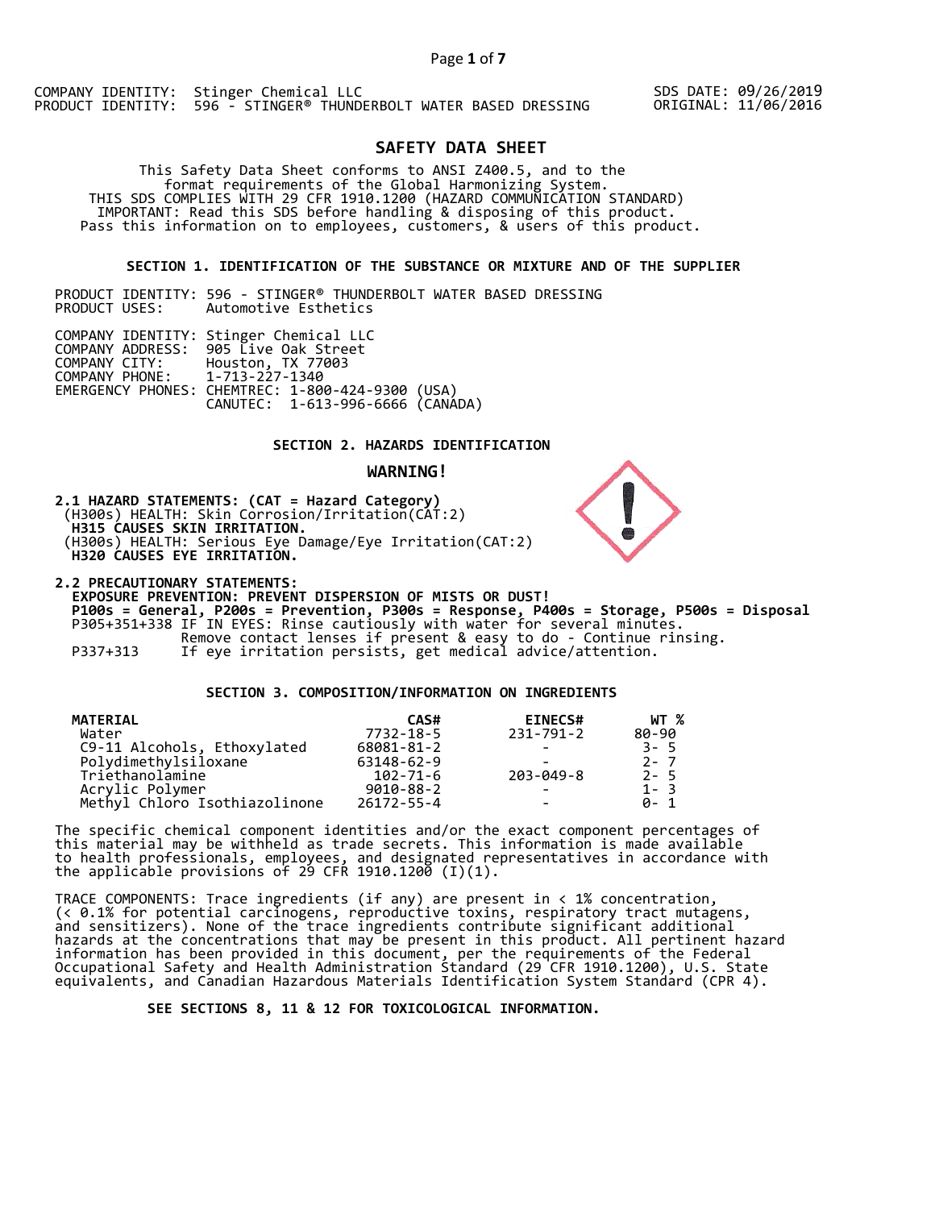COMPANY IDENTITY: Stinger Chemical LLC
PRODUCT IDENTITY: 596 - STINGER® THUNDERBOLT WATER BASED DRESSING

SDS DATE: 09/26/2019
ORIGINAL: 11/06/2016

# SAFETY DATA SHEET

This Safety Data Sheet conforms to ANSI Z400.5, and to the format requirements of the Global Harmonizing System.
THIS SDS COMPLIES WITH 29 CFR 1910.1200 (HAZARD COMMUNICATION STANDARD)
IMPORTANT: Read this SDS before handling & disposing of this product.
Pass this information on to employees, customers, & users of this product.

## SECTION 1. IDENTIFICATION OF THE SUBSTANCE OR MIXTURE AND OF THE SUPPLIER

PRODUCT IDENTITY: 596 - STINGER® THUNDERBOLT WATER BASED DRESSING
PRODUCT USES: Automotive Esthetics

COMPANY IDENTITY: Stinger Chemical LLC
COMPANY ADDRESS: 905 Live Oak Street
COMPANY CITY: Houston, TX 77003
COMPANY PHONE: 1-713-227-1340
EMERGENCY PHONES: CHEMTREC: 1-800-424-9300 (USA)
CANUTEC: 1-613-996-6666 (CANADA)

## SECTION 2. HAZARDS IDENTIFICATION

**WARNING!**

**2.1 HAZARD STATEMENTS: (CAT = Hazard Category)**
(H300s) HEALTH: Skin Corrosion/Irritation(CAT:2)
**H315 CAUSES SKIN IRRITATION.**
(H300s) HEALTH: Serious Eye Damage/Eye Irritation(CAT:2)
**H320 CAUSES EYE IRRITATION.**

**2.2 PRECAUTIONARY STATEMENTS:**
**EXPOSURE PREVENTION: PREVENT DISPERSION OF MISTS OR DUST!**
**P100s = General, P200s = Prevention, P300s = Response, P400s = Storage, P500s = Disposal**
P305+351+338 IF IN EYES: Rinse cautiously with water for several minutes. Remove contact lenses if present & easy to do - Continue rinsing.
P337+313 If eye irritation persists, get medical advice/attention.

## SECTION 3. COMPOSITION/INFORMATION ON INGREDIENTS

| MATERIAL | CAS# | EINECS# | WT % |
|---|---|---|---|
| Water | 7732-18-5 | 231-791-2 | 80-90 |
| C9-11 Alcohols, Ethoxylated | 68081-81-2 | - | 3- 5 |
| Polydimethylsiloxane | 63148-62-9 | - | 2- 7 |
| Triethanolamine | 102-71-6 | 203-049-8 | 2- 5 |
| Acrylic Polymer | 9010-88-2 | - | 1- 3 |
| Methyl Chloro Isothiazolinone | 26172-55-4 | - | 0- 1 |

The specific chemical component identities and/or the exact component percentages of this material may be withheld as trade secrets. This information is made available to health professionals, employees, and designated representatives in accordance with the applicable provisions of 29 CFR 1910.1200 (I)(1).

TRACE COMPONENTS: Trace ingredients (if any) are present in < 1% concentration, (< 0.1% for potential carcinogens, reproductive toxins, respiratory tract mutagens, and sensitizers). None of the trace ingredients contribute significant additional hazards at the concentrations that may be present in this product. All pertinent hazard information has been provided in this document, per the requirements of the Federal Occupational Safety and Health Administration Standard (29 CFR 1910.1200), U.S. State equivalents, and Canadian Hazardous Materials Identification System Standard (CPR 4).

**SEE SECTIONS 8, 11 & 12 FOR TOXICOLOGICAL INFORMATION.**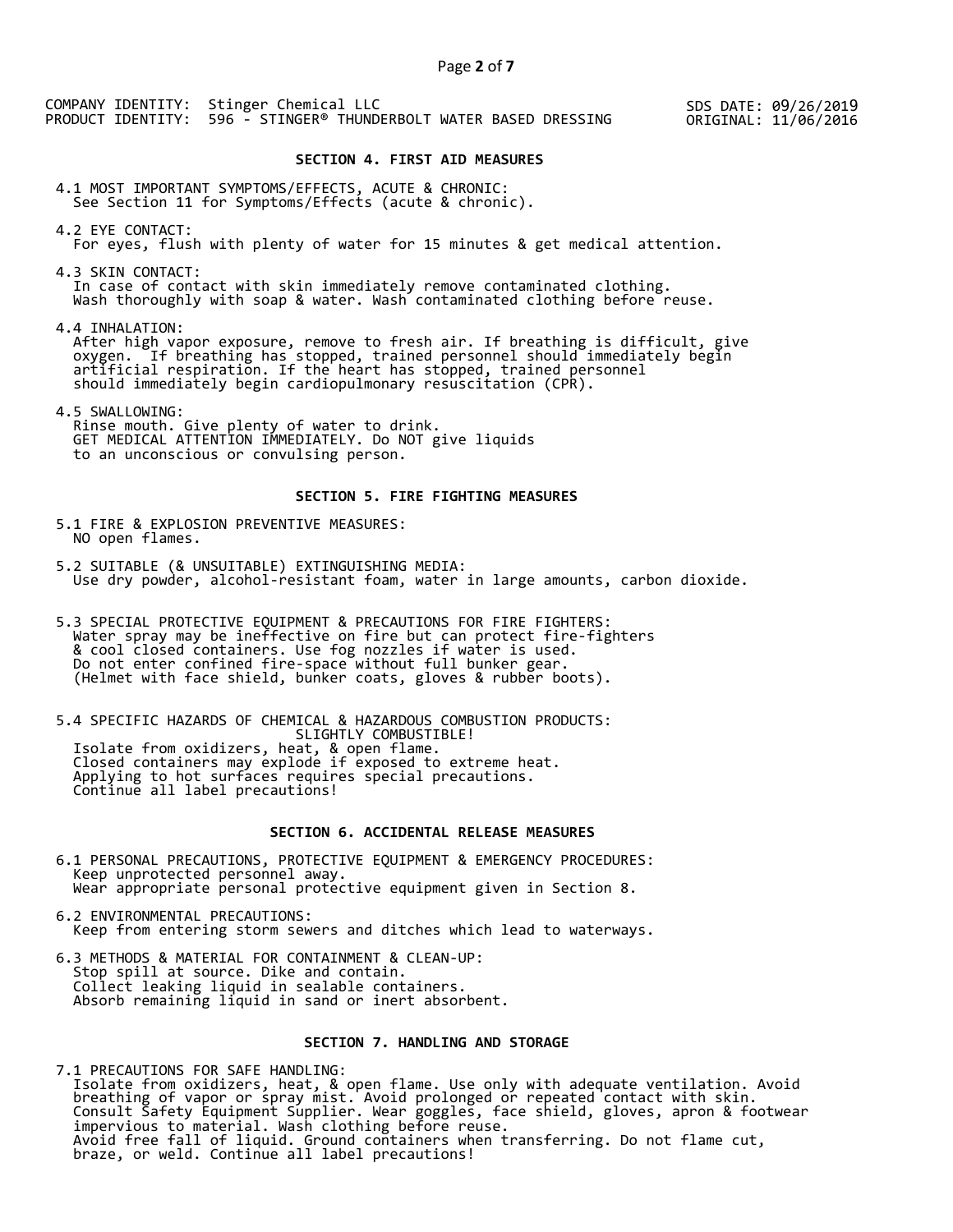COMPANY IDENTITY: Stinger Chemical LLC
PRODUCT IDENTITY: 596 - STINGER® THUNDERBOLT WATER BASED DRESSING

SDS DATE: 09/26/2019
ORIGINAL: 11/06/2016

## SECTION 4. FIRST AID MEASURES

4.1 MOST IMPORTANT SYMPTOMS/EFFECTS, ACUTE & CHRONIC:
See Section 11 for Symptoms/Effects (acute & chronic).

4.2 EYE CONTACT:
For eyes, flush with plenty of water for 15 minutes & get medical attention.

4.3 SKIN CONTACT:
In case of contact with skin immediately remove contaminated clothing.
Wash thoroughly with soap & water. Wash contaminated clothing before reuse.

4.4 INHALATION:
After high vapor exposure, remove to fresh air. If breathing is difficult, give oxygen. If breathing has stopped, trained personnel should immediately begin artificial respiration. If the heart has stopped, trained personnel should immediately begin cardiopulmonary resuscitation (CPR).

4.5 SWALLOWING:
Rinse mouth. Give plenty of water to drink.
GET MEDICAL ATTENTION IMMEDIATELY. Do NOT give liquids to an unconscious or convulsing person.

## SECTION 5. FIRE FIGHTING MEASURES

5.1 FIRE & EXPLOSION PREVENTIVE MEASURES:
NO open flames.

5.2 SUITABLE (& UNSUITABLE) EXTINGUISHING MEDIA:
Use dry powder, alcohol-resistant foam, water in large amounts, carbon dioxide.

5.3 SPECIAL PROTECTIVE EQUIPMENT & PRECAUTIONS FOR FIRE FIGHTERS:
Water spray may be ineffective on fire but can protect fire-fighters & cool closed containers. Use fog nozzles if water is used.
Do not enter confined fire-space without full bunker gear.
(Helmet with face shield, bunker coats, gloves & rubber boots).

5.4 SPECIFIC HAZARDS OF CHEMICAL & HAZARDOUS COMBUSTION PRODUCTS:
SLIGHTLY COMBUSTIBLE!
Isolate from oxidizers, heat, & open flame.
Closed containers may explode if exposed to extreme heat.
Applying to hot surfaces requires special precautions.
Continue all label precautions!

## SECTION 6. ACCIDENTAL RELEASE MEASURES

6.1 PERSONAL PRECAUTIONS, PROTECTIVE EQUIPMENT & EMERGENCY PROCEDURES:
Keep unprotected personnel away.
Wear appropriate personal protective equipment given in Section 8.

6.2 ENVIRONMENTAL PRECAUTIONS:
Keep from entering storm sewers and ditches which lead to waterways.

6.3 METHODS & MATERIAL FOR CONTAINMENT & CLEAN-UP:
Stop spill at source. Dike and contain.
Collect leaking liquid in sealable containers.
Absorb remaining liquid in sand or inert absorbent.

## SECTION 7. HANDLING AND STORAGE

7.1 PRECAUTIONS FOR SAFE HANDLING:
Isolate from oxidizers, heat, & open flame. Use only with adequate ventilation. Avoid breathing of vapor or spray mist. Avoid prolonged or repeated contact with skin.
Consult Safety Equipment Supplier. Wear goggles, face shield, gloves, apron & footwear impervious to material. Wash clothing before reuse.
Avoid free fall of liquid. Ground containers when transferring. Do not flame cut, braze, or weld. Continue all label precautions!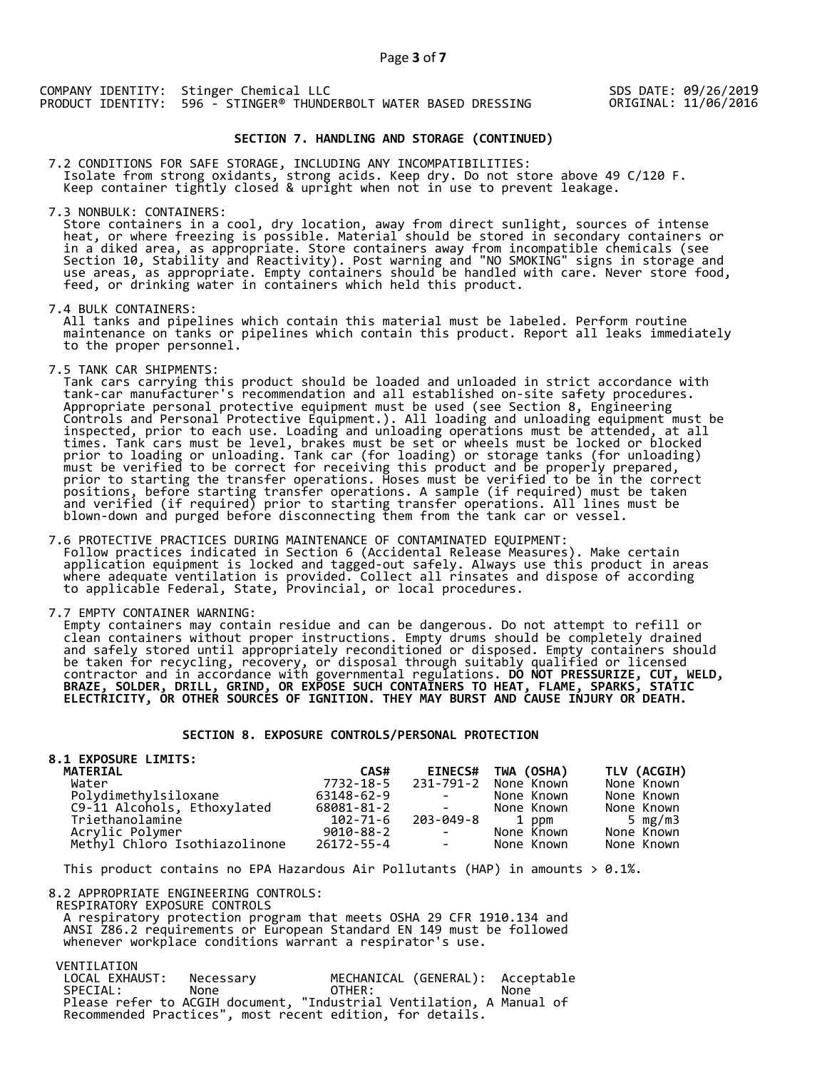COMPANY IDENTITY: Stinger Chemical LLC
PRODUCT IDENTITY: 596 - STINGER® THUNDERBOLT WATER BASED DRESSING

SDS DATE: 09/26/2019
ORIGINAL: 11/06/2016

## SECTION 7. HANDLING AND STORAGE (CONTINUED)

7.2 CONDITIONS FOR SAFE STORAGE, INCLUDING ANY INCOMPATIBILITIES:
Isolate from strong oxidants, strong acids. Keep dry. Do not store above 49 C/120 F. Keep container tightly closed & upright when not in use to prevent leakage.

7.3 NONBULK: CONTAINERS:
Store containers in a cool, dry location, away from direct sunlight, sources of intense heat, or where freezing is possible. Material should be stored in secondary containers or in a diked area, as appropriate. Store containers away from incompatible chemicals (see Section 10, Stability and Reactivity). Post warning and "NO SMOKING" signs in storage and use areas, as appropriate. Empty containers should be handled with care. Never store food, feed, or drinking water in containers which held this product.

7.4 BULK CONTAINERS:
All tanks and pipelines which contain this material must be labeled. Perform routine maintenance on tanks or pipelines which contain this product. Report all leaks immediately to the proper personnel.

7.5 TANK CAR SHIPMENTS:
Tank cars carrying this product should be loaded and unloaded in strict accordance with tank-car manufacturer's recommendation and all established on-site safety procedures. Appropriate personal protective equipment must be used (see Section 8, Engineering Controls and Personal Protective Equipment.). All loading and unloading equipment must be inspected, prior to each use. Loading and unloading operations must be attended, at all times. Tank cars must be level, brakes must be set or wheels must be locked or blocked prior to loading or unloading. Tank car (for loading) or storage tanks (for unloading) must be verified to be correct for receiving this product and be properly prepared, prior to starting the transfer operations. Hoses must be verified to be in the correct positions, before starting transfer operations. A sample (if required) must be taken and verified (if required) prior to starting transfer operations. All lines must be blown-down and purged before disconnecting them from the tank car or vessel.

7.6 PROTECTIVE PRACTICES DURING MAINTENANCE OF CONTAMINATED EQUIPMENT:
Follow practices indicated in Section 6 (Accidental Release Measures). Make certain application equipment is locked and tagged-out safely. Always use this product in areas where adequate ventilation is provided. Collect all rinsates and dispose of according to applicable Federal, State, Provincial, or local procedures.

7.7 EMPTY CONTAINER WARNING:
Empty containers may contain residue and can be dangerous. Do not attempt to refill or clean containers without proper instructions. Empty drums should be completely drained and safely stored until appropriately reconditioned or disposed. Empty containers should be taken for recycling, recovery, or disposal through suitably qualified or licensed contractor and in accordance with governmental regulations. **DO NOT PRESSURIZE, CUT, WELD, BRAZE, SOLDER, DRILL, GRIND, OR EXPOSE SUCH CONTAINERS TO HEAT, FLAME, SPARKS, STATIC ELECTRICITY, OR OTHER SOURCES OF IGNITION. THEY MAY BURST AND CAUSE INJURY OR DEATH.**

## SECTION 8. EXPOSURE CONTROLS/PERSONAL PROTECTION

**8.1 EXPOSURE LIMITS:**

| MATERIAL | CAS# | EINECS# | TWA (OSHA) | TLV (ACGIH) |
|---|---|---|---|---|
| Water | 7732-18-5 | 231-791-2 | None Known | None Known |
| Polydimethylsiloxane | 63148-62-9 | - | None Known | None Known |
| C9-11 Alcohols, Ethoxylated | 68081-81-2 | - | None Known | None Known |
| Triethanolamine | 102-71-6 | 203-049-8 | 1 ppm | 5 mg/m3 |
| Acrylic Polymer | 9010-88-2 | - | None Known | None Known |
| Methyl Chloro Isothiazolinone | 26172-55-4 | - | None Known | None Known |

This product contains no EPA Hazardous Air Pollutants (HAP) in amounts > 0.1%.

8.2 APPROPRIATE ENGINEERING CONTROLS:
RESPIRATORY EXPOSURE CONTROLS
A respiratory protection program that meets OSHA 29 CFR 1910.134 and ANSI Z86.2 requirements or European Standard EN 149 must be followed whenever workplace conditions warrant a respirator's use.

VENTILATION

| | | | |
|---|---|---|---|
| LOCAL EXHAUST: | Necessary | MECHANICAL (GENERAL): | Acceptable |
| SPECIAL: | None | OTHER: | None |

Please refer to ACGIH document, "Industrial Ventilation, A Manual of Recommended Practices", most recent edition, for details.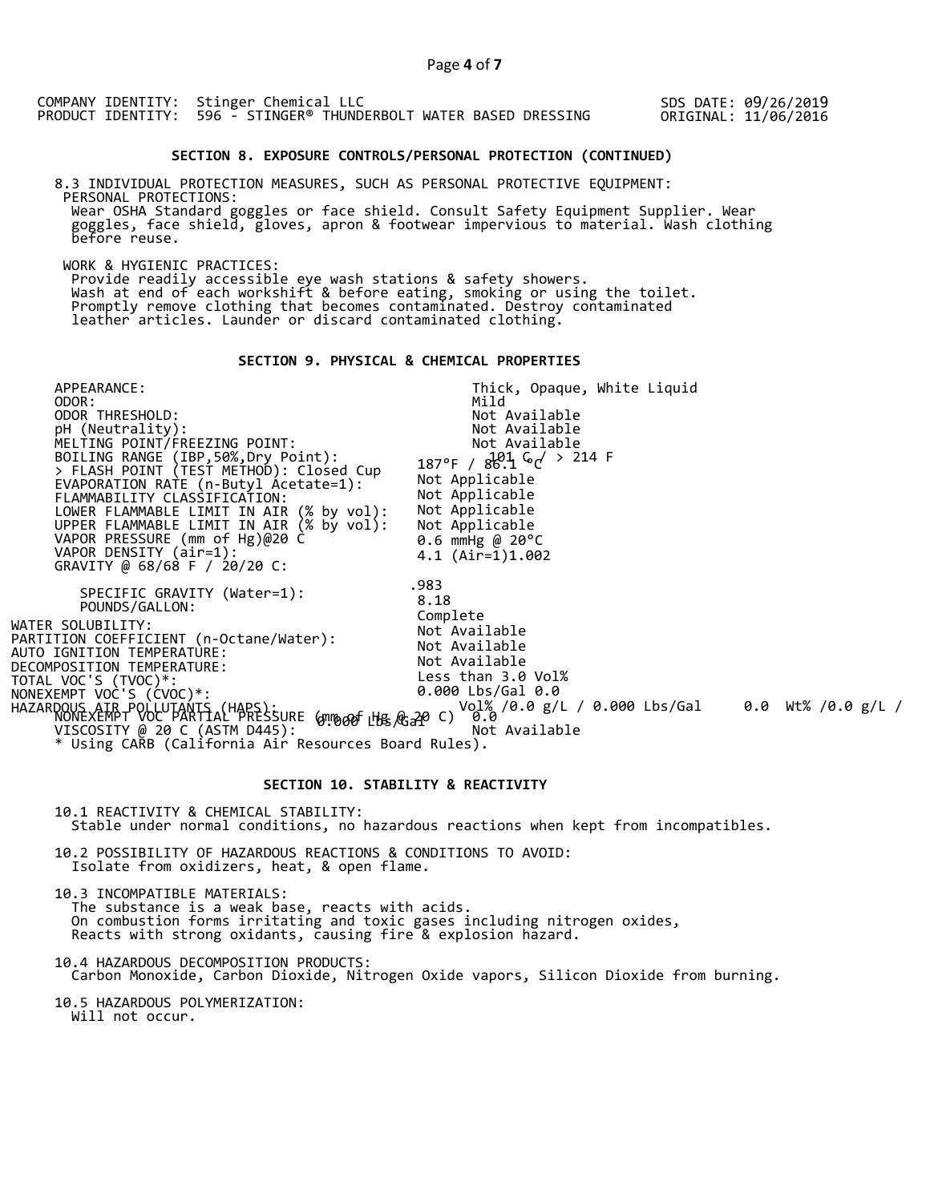COMPANY IDENTITY: Stinger Chemical LLC
PRODUCT IDENTITY: 596 - STINGER® THUNDERBOLT WATER BASED DRESSING

SDS DATE: 09/26/2019
ORIGINAL: 11/06/2016

## SECTION 8. EXPOSURE CONTROLS/PERSONAL PROTECTION (CONTINUED)

8.3 INDIVIDUAL PROTECTION MEASURES, SUCH AS PERSONAL PROTECTIVE EQUIPMENT:

PERSONAL PROTECTIONS:
Wear OSHA Standard goggles or face shield. Consult Safety Equipment Supplier. Wear goggles, face shield, gloves, apron & footwear impervious to material. Wash clothing before reuse.

WORK & HYGIENIC PRACTICES:
Provide readily accessible eye wash stations & safety showers.
Wash at end of each workshift & before eating, smoking or using the toilet.
Promptly remove clothing that becomes contaminated. Destroy contaminated leather articles. Launder or discard contaminated clothing.

## SECTION 9. PHYSICAL & CHEMICAL PROPERTIES

| | |
|---|---|
| APPEARANCE: | Thick, Opaque, White Liquid |
| ODOR: | Mild |
| ODOR THRESHOLD: | Not Available |
| pH (Neutrality): | Not Available |
| MELTING POINT/FREEZING POINT: | Not Available |
| BOILING RANGE (IBP,50%,Dry Point): | 101 C / > 214 F |
| > FLASH POINT (TEST METHOD): Closed Cup | 187°F / 86.1 °C |
| EVAPORATION RATE (n-Butyl Acetate=1): | Not Applicable |
| FLAMMABILITY CLASSIFICATION: | Not Applicable |
| LOWER FLAMMABLE LIMIT IN AIR (% by vol): | Not Applicable |
| UPPER FLAMMABLE LIMIT IN AIR (% by vol): | Not Applicable |
| VAPOR PRESSURE (mm of Hg)@20 C | 0.6 mmHg @ 20°C |
| VAPOR DENSITY (air=1): | 4.1 (Air=1)1.002 |
| GRAVITY @ 68/68 F / 20/20 C: | |
| SPECIFIC GRAVITY (Water=1): | .983 |
| POUNDS/GALLON: | 8.18 |
| WATER SOLUBILITY: | Complete |
| PARTITION COEFFICIENT (n-Octane/Water): | Not Available |
| AUTO IGNITION TEMPERATURE: | Not Available |
| DECOMPOSITION TEMPERATURE: | Not Available |
| TOTAL VOC'S (TVOC)*: | Less than 3.0 Vol% |
| NONEXEMPT VOC'S (CVOC)*: | 0.000 Lbs/Gal 0.0 |
| HAZARDOUS AIR POLLUTANTS (HAPS): | Vol% /0.0 g/L / 0.000 Lbs/Gal 0.0 Wt% /0.0 g/L / 0.000 Lbs/Gal |
| NONEXEMPT VOC PARTIAL PRESSURE (mm of Hg @ 20 C) | 0.0 |
| VISCOSITY @ 20 C (ASTM D445): | Not Available |

* Using CARB (California Air Resources Board Rules).

## SECTION 10. STABILITY & REACTIVITY

10.1 REACTIVITY & CHEMICAL STABILITY:
Stable under normal conditions, no hazardous reactions when kept from incompatibles.

10.2 POSSIBILITY OF HAZARDOUS REACTIONS & CONDITIONS TO AVOID:
Isolate from oxidizers, heat, & open flame.

10.3 INCOMPATIBLE MATERIALS:
The substance is a weak base, reacts with acids.
On combustion forms irritating and toxic gases including nitrogen oxides,
Reacts with strong oxidants, causing fire & explosion hazard.

10.4 HAZARDOUS DECOMPOSITION PRODUCTS:
Carbon Monoxide, Carbon Dioxide, Nitrogen Oxide vapors, Silicon Dioxide from burning.

10.5 HAZARDOUS POLYMERIZATION:
Will not occur.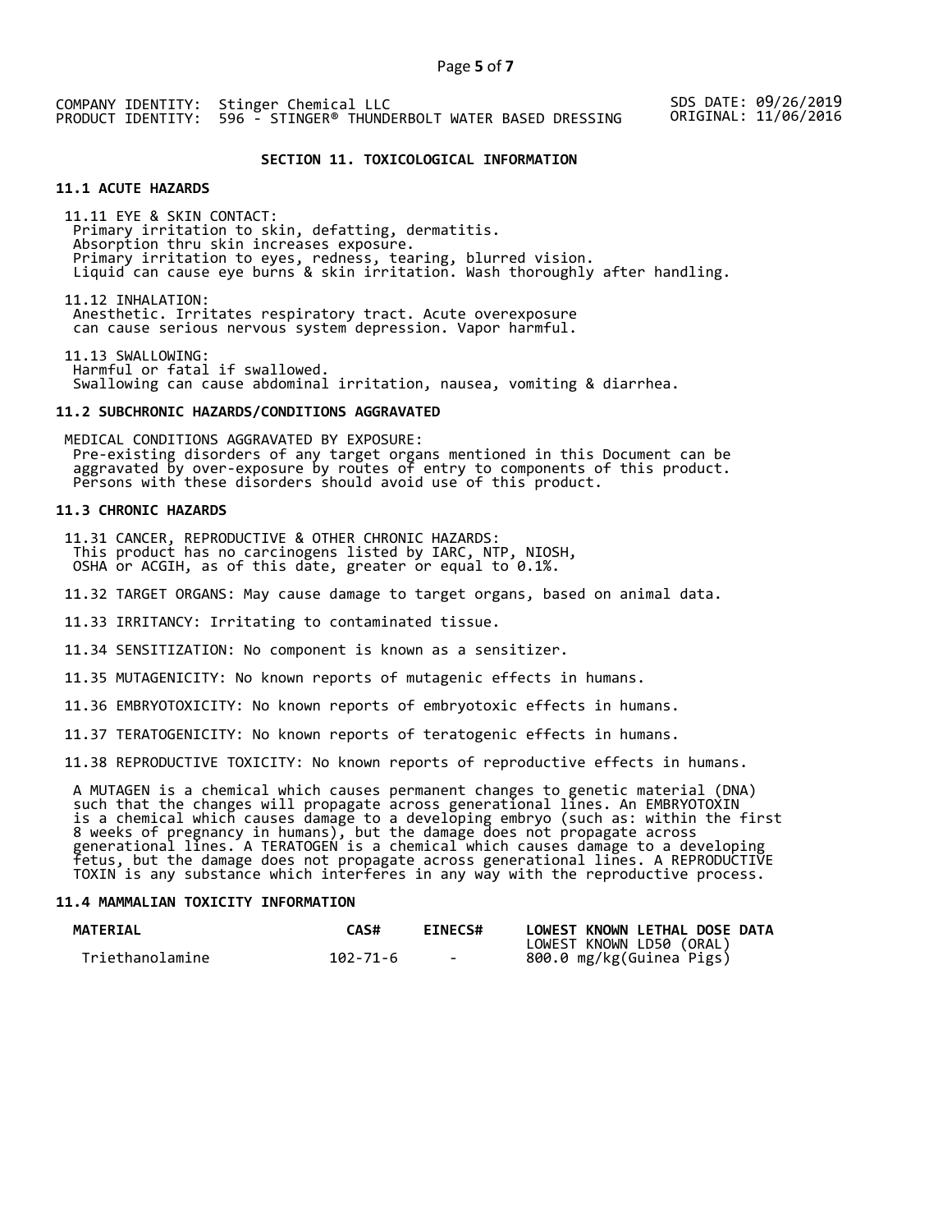COMPANY IDENTITY: Stinger Chemical LLC
PRODUCT IDENTITY: 596 - STINGER® THUNDERBOLT WATER BASED DRESSING

SDS DATE: 09/26/2019
ORIGINAL: 11/06/2016

## SECTION 11. TOXICOLOGICAL INFORMATION

### 11.1 ACUTE HAZARDS

11.11 EYE & SKIN CONTACT:
Primary irritation to skin, defatting, dermatitis.
Absorption thru skin increases exposure.
Primary irritation to eyes, redness, tearing, blurred vision.
Liquid can cause eye burns & skin irritation. Wash thoroughly after handling.

11.12 INHALATION:
Anesthetic. Irritates respiratory tract. Acute overexposure can cause serious nervous system depression. Vapor harmful.

11.13 SWALLOWING:
Harmful or fatal if swallowed.
Swallowing can cause abdominal irritation, nausea, vomiting & diarrhea.

### 11.2 SUBCHRONIC HAZARDS/CONDITIONS AGGRAVATED

MEDICAL CONDITIONS AGGRAVATED BY EXPOSURE:
Pre-existing disorders of any target organs mentioned in this Document can be aggravated by over-exposure by routes of entry to components of this product. Persons with these disorders should avoid use of this product.

### 11.3 CHRONIC HAZARDS

11.31 CANCER, REPRODUCTIVE & OTHER CHRONIC HAZARDS:
This product has no carcinogens listed by IARC, NTP, NIOSH, OSHA or ACGIH, as of this date, greater or equal to 0.1%.

11.32 TARGET ORGANS: May cause damage to target organs, based on animal data.

11.33 IRRITANCY: Irritating to contaminated tissue.

11.34 SENSITIZATION: No component is known as a sensitizer.

11.35 MUTAGENICITY: No known reports of mutagenic effects in humans.

11.36 EMBRYOTOXICITY: No known reports of embryotoxic effects in humans.

11.37 TERATOGENICITY: No known reports of teratogenic effects in humans.

11.38 REPRODUCTIVE TOXICITY: No known reports of reproductive effects in humans.

A MUTAGEN is a chemical which causes permanent changes to genetic material (DNA) such that the changes will propagate across generational lines. An EMBRYOTOXIN is a chemical which causes damage to a developing embryo (such as: within the first 8 weeks of pregnancy in humans), but the damage does not propagate across generational lines. A TERATOGEN is a chemical which causes damage to a developing fetus, but the damage does not propagate across generational lines. A REPRODUCTIVE TOXIN is any substance which interferes in any way with the reproductive process.

### 11.4 MAMMALIAN TOXICITY INFORMATION

| MATERIAL | CAS# | EINECS# | LOWEST KNOWN LETHAL DOSE DATA |
|---|---|---|---|
| | | | LOWEST KNOWN LD50 (ORAL) |
| Triethanolamine | 102-71-6 | - | 800.0 mg/kg(Guinea Pigs) |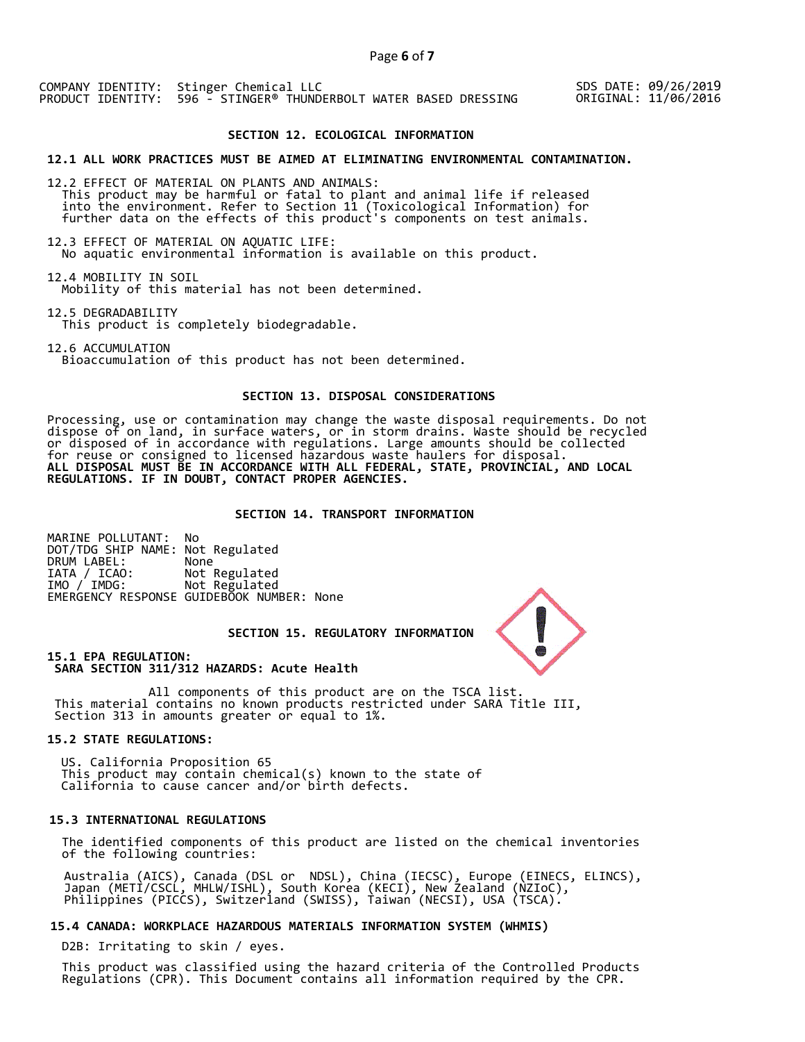COMPANY IDENTITY: Stinger Chemical LLC
PRODUCT IDENTITY: 596 - STINGER® THUNDERBOLT WATER BASED DRESSING

SDS DATE: 09/26/2019
ORIGINAL: 11/06/2016

## SECTION 12. ECOLOGICAL INFORMATION

**12.1 ALL WORK PRACTICES MUST BE AIMED AT ELIMINATING ENVIRONMENTAL CONTAMINATION.**

12.2 EFFECT OF MATERIAL ON PLANTS AND ANIMALS:
This product may be harmful or fatal to plant and animal life if released into the environment. Refer to Section 11 (Toxicological Information) for further data on the effects of this product's components on test animals.

12.3 EFFECT OF MATERIAL ON AQUATIC LIFE:
No aquatic environmental information is available on this product.

12.4 MOBILITY IN SOIL
Mobility of this material has not been determined.

12.5 DEGRADABILITY
This product is completely biodegradable.

12.6 ACCUMULATION
Bioaccumulation of this product has not been determined.

## SECTION 13. DISPOSAL CONSIDERATIONS

Processing, use or contamination may change the waste disposal requirements. Do not dispose of on land, in surface waters, or in storm drains. Waste should be recycled or disposed of in accordance with regulations. Large amounts should be collected for reuse or consigned to licensed hazardous waste haulers for disposal.
**ALL DISPOSAL MUST BE IN ACCORDANCE WITH ALL FEDERAL, STATE, PROVINCIAL, AND LOCAL REGULATIONS. IF IN DOUBT, CONTACT PROPER AGENCIES.**

## SECTION 14. TRANSPORT INFORMATION

MARINE POLLUTANT: No
DOT/TDG SHIP NAME: Not Regulated
DRUM LABEL: None
IATA / ICAO: Not Regulated
IMO / IMDG: Not Regulated
EMERGENCY RESPONSE GUIDEBOOK NUMBER: None

## SECTION 15. REGULATORY INFORMATION

**15.1 EPA REGULATION:**
**SARA SECTION 311/312 HAZARDS: Acute Health**

All components of this product are on the TSCA list.
This material contains no known products restricted under SARA Title III, Section 313 in amounts greater or equal to 1%.

**15.2 STATE REGULATIONS:**

US. California Proposition 65
This product may contain chemical(s) known to the state of California to cause cancer and/or birth defects.

**15.3 INTERNATIONAL REGULATIONS**

The identified components of this product are listed on the chemical inventories of the following countries:

Australia (AICS), Canada (DSL or NDSL), China (IECSC), Europe (EINECS, ELINCS), Japan (METI/CSCL, MHLW/ISHL), South Korea (KECI), New Zealand (NZIoC), Philippines (PICCS), Switzerland (SWISS), Taiwan (NECSI), USA (TSCA).

**15.4 CANADA: WORKPLACE HAZARDOUS MATERIALS INFORMATION SYSTEM (WHMIS)**

D2B: Irritating to skin / eyes.

This product was classified using the hazard criteria of the Controlled Products Regulations (CPR). This Document contains all information required by the CPR.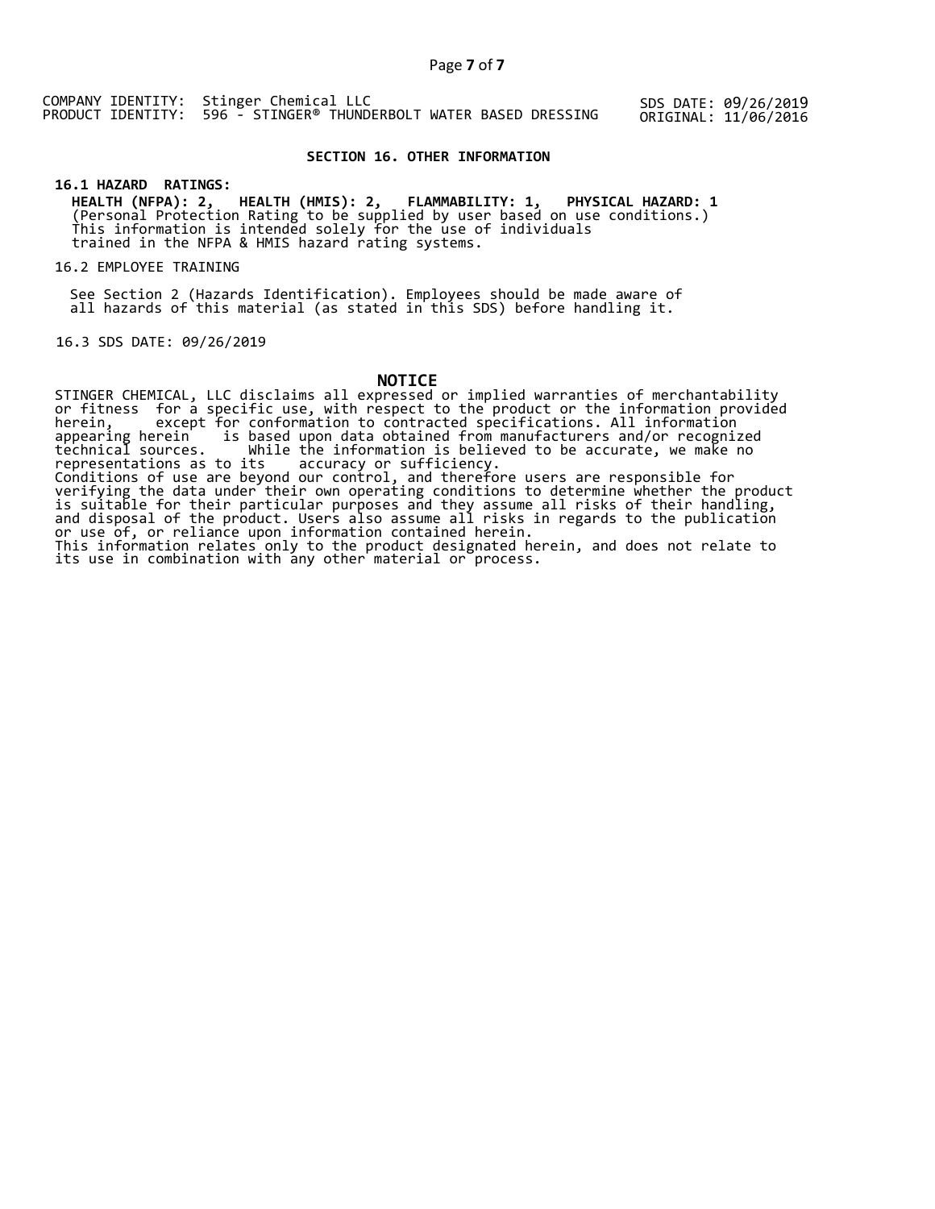## SECTION 16. OTHER INFORMATION

**16.1 HAZARD RATINGS:**

**HEALTH (NFPA): 2, HEALTH (HMIS): 2, FLAMMABILITY: 1, PHYSICAL HAZARD: 1**

(Personal Protection Rating to be supplied by user based on use conditions.)
This information is intended solely for the use of individuals trained in the NFPA & HMIS hazard rating systems.

16.2 EMPLOYEE TRAINING

See Section 2 (Hazards Identification). Employees should be made aware of all hazards of this material (as stated in this SDS) before handling it.

16.3 SDS DATE: 09/26/2019

### NOTICE

STINGER CHEMICAL, LLC disclaims all expressed or implied warranties of merchantability or fitness for a specific use, with respect to the product or the information provided herein, except for conformation to contracted specifications. All information appearing herein is based upon data obtained from manufacturers and/or recognized technical sources. While the information is believed to be accurate, we make no representations as to its accuracy or sufficiency.
Conditions of use are beyond our control, and therefore users are responsible for verifying the data under their own operating conditions to determine whether the product is suitable for their particular purposes and they assume all risks of their handling, and disposal of the product. Users also assume all risks in regards to the publication or use of, or reliance upon information contained herein.
This information relates only to the product designated herein, and does not relate to its use in combination with any other material or process.